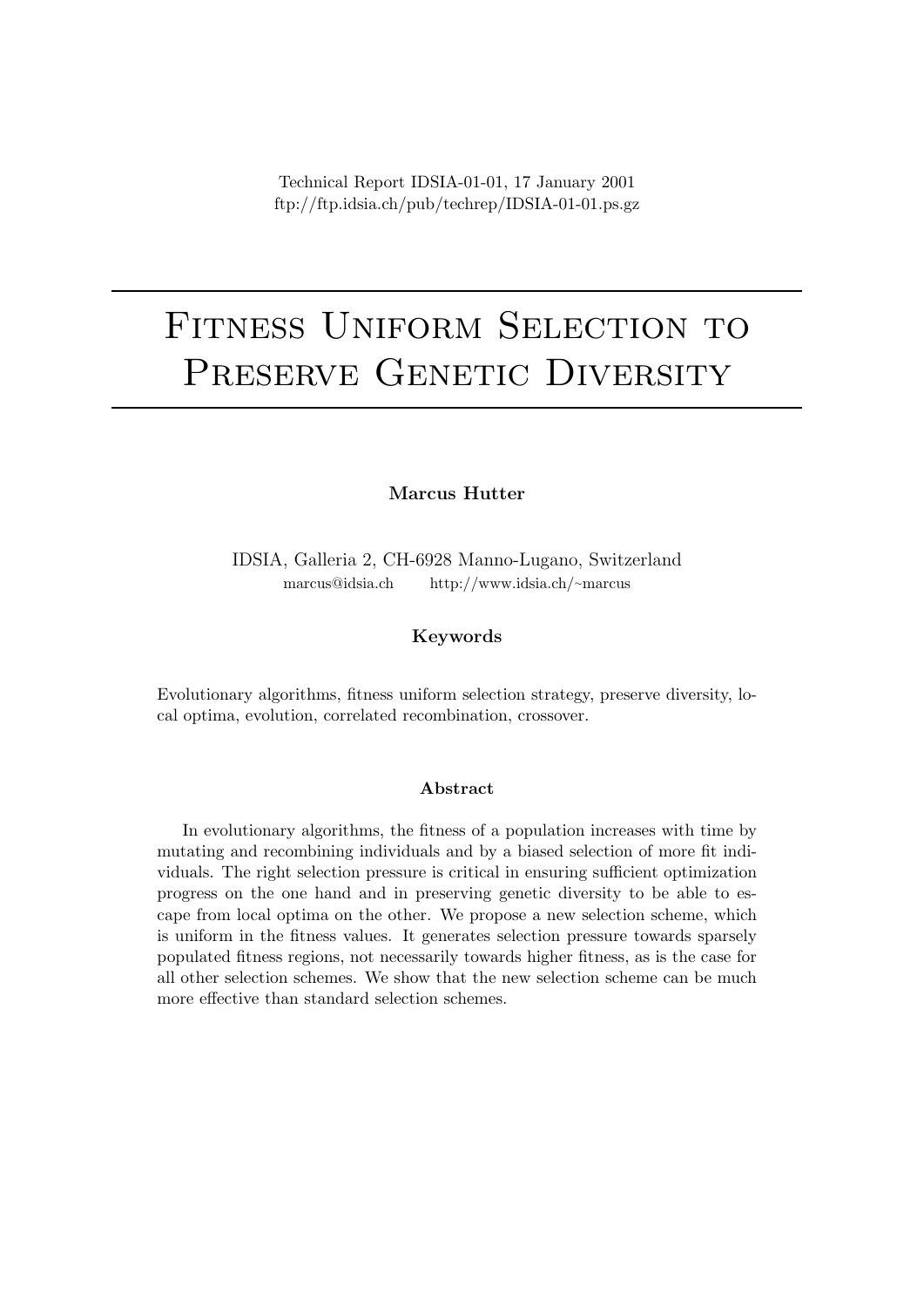Technical Report IDSIA-01-01, 17 January 2001
ftp://ftp.idsia.ch/pub/techrep/IDSIA-01-01.ps.gz

# Fitness Uniform Selection to Preserve Genetic Diversity

**Marcus Hutter**

IDSIA, Galleria 2, CH-6928 Manno-Lugano, Switzerland
marcus@idsia.ch http://www.idsia.ch/~marcus

### Keywords

Evolutionary algorithms, fitness uniform selection strategy, preserve diversity, local optima, evolution, correlated recombination, crossover.

### Abstract

In evolutionary algorithms, the fitness of a population increases with time by mutating and recombining individuals and by a biased selection of more fit individuals. The right selection pressure is critical in ensuring sufficient optimization progress on the one hand and in preserving genetic diversity to be able to escape from local optima on the other. We propose a new selection scheme, which is uniform in the fitness values. It generates selection pressure towards sparsely populated fitness regions, not necessarily towards higher fitness, as is the case for all other selection schemes. We show that the new selection scheme can be much more effective than standard selection schemes.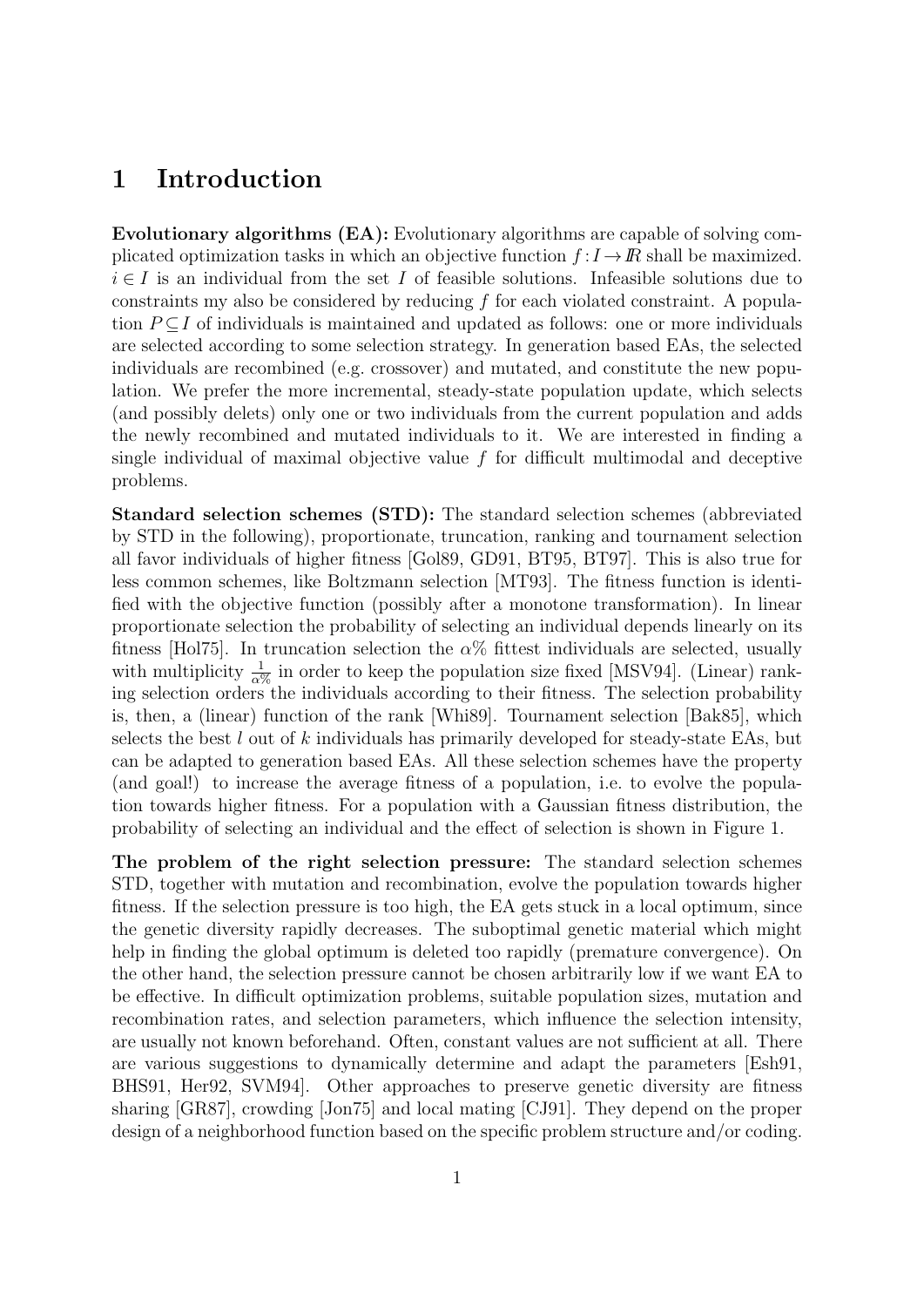# 1 Introduction

**Evolutionary algorithms (EA):** Evolutionary algorithms are capable of solving complicated optimization tasks in which an objective function $f:I \to I\!R$ shall be maximized. $i \in I$ is an individual from the set $I$ of feasible solutions. Infeasible solutions due to constraints my also be considered by reducing $f$ for each violated constraint. A population $P \subseteq I$ of individuals is maintained and updated as follows: one or more individuals are selected according to some selection strategy. In generation based EAs, the selected individuals are recombined (e.g. crossover) and mutated, and constitute the new population. We prefer the more incremental, steady-state population update, which selects (and possibly delets) only one or two individuals from the current population and adds the newly recombined and mutated individuals to it. We are interested in finding a single individual of maximal objective value $f$ for difficult multimodal and deceptive problems.

**Standard selection schemes (STD):** The standard selection schemes (abbreviated by STD in the following), proportionate, truncation, ranking and tournament selection all favor individuals of higher fitness [Gol89, GD91, BT95, BT97]. This is also true for less common schemes, like Boltzmann selection [MT93]. The fitness function is identified with the objective function (possibly after a monotone transformation). In linear proportionate selection the probability of selecting an individual depends linearly on its fitness [Hol75]. In truncation selection the $\alpha\%$ fittest individuals are selected, usually with multiplicity $\frac{1}{\alpha\%}$ in order to keep the population size fixed [MSV94]. (Linear) ranking selection orders the individuals according to their fitness. The selection probability is, then, a (linear) function of the rank [Whi89]. Tournament selection [Bak85], which selects the best $l$ out of $k$ individuals has primarily developed for steady-state EAs, but can be adapted to generation based EAs. All these selection schemes have the property (and goal!) to increase the average fitness of a population, i.e. to evolve the population towards higher fitness. For a population with a Gaussian fitness distribution, the probability of selecting an individual and the effect of selection is shown in Figure 1.

**The problem of the right selection pressure:** The standard selection schemes STD, together with mutation and recombination, evolve the population towards higher fitness. If the selection pressure is too high, the EA gets stuck in a local optimum, since the genetic diversity rapidly decreases. The suboptimal genetic material which might help in finding the global optimum is deleted too rapidly (premature convergence). On the other hand, the selection pressure cannot be chosen arbitrarily low if we want EA to be effective. In difficult optimization problems, suitable population sizes, mutation and recombination rates, and selection parameters, which influence the selection intensity, are usually not known beforehand. Often, constant values are not sufficient at all. There are various suggestions to dynamically determine and adapt the parameters [Esh91, BHS91, Her92, SVM94]. Other approaches to preserve genetic diversity are fitness sharing [GR87], crowding [Jon75] and local mating [CJ91]. They depend on the proper design of a neighborhood function based on the specific problem structure and/or coding.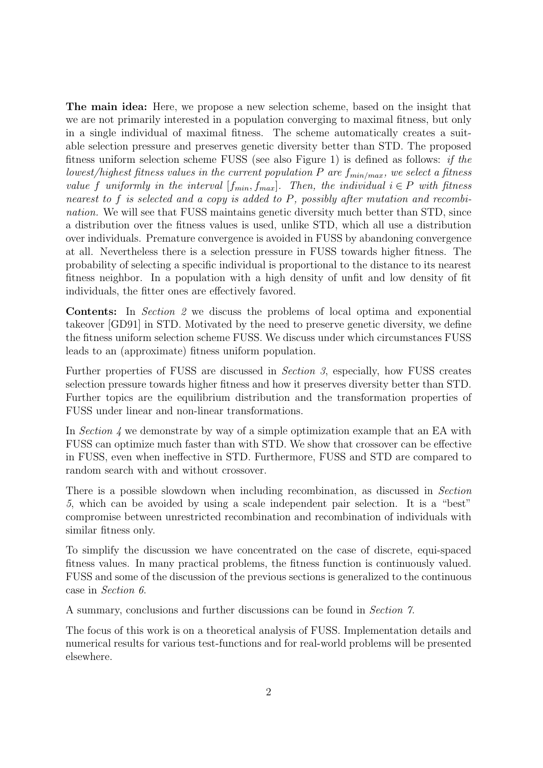**The main idea:** Here, we propose a new selection scheme, based on the insight that we are not primarily interested in a population converging to maximal fitness, but only in a single individual of maximal fitness. The scheme automatically creates a suitable selection pressure and preserves genetic diversity better than STD. The proposed fitness uniform selection scheme FUSS (see also Figure 1) is defined as follows: *if the lowest/highest fitness values in the current population $P$ are $f_{min/max}$, we select a fitness value $f$ uniformly in the interval $[f_{min}, f_{max}]$. Then, the individual $i \in P$ with fitness nearest to $f$ is selected and a copy is added to $P$, possibly after mutation and recombination.* We will see that FUSS maintains genetic diversity much better than STD, since a distribution over the fitness values is used, unlike STD, which all use a distribution over individuals. Premature convergence is avoided in FUSS by abandoning convergence at all. Nevertheless there is a selection pressure in FUSS towards higher fitness. The probability of selecting a specific individual is proportional to the distance to its nearest fitness neighbor. In a population with a high density of unfit and low density of fit individuals, the fitter ones are effectively favored.

**Contents:** In *Section 2* we discuss the problems of local optima and exponential takeover [GD91] in STD. Motivated by the need to preserve genetic diversity, we define the fitness uniform selection scheme FUSS. We discuss under which circumstances FUSS leads to an (approximate) fitness uniform population.

Further properties of FUSS are discussed in *Section 3*, especially, how FUSS creates selection pressure towards higher fitness and how it preserves diversity better than STD. Further topics are the equilibrium distribution and the transformation properties of FUSS under linear and non-linear transformations.

In *Section 4* we demonstrate by way of a simple optimization example that an EA with FUSS can optimize much faster than with STD. We show that crossover can be effective in FUSS, even when ineffective in STD. Furthermore, FUSS and STD are compared to random search with and without crossover.

There is a possible slowdown when including recombination, as discussed in *Section 5*, which can be avoided by using a scale independent pair selection. It is a "best" compromise between unrestricted recombination and recombination of individuals with similar fitness only.

To simplify the discussion we have concentrated on the case of discrete, equi-spaced fitness values. In many practical problems, the fitness function is continuously valued. FUSS and some of the discussion of the previous sections is generalized to the continuous case in *Section 6*.

A summary, conclusions and further discussions can be found in *Section 7*.

The focus of this work is on a theoretical analysis of FUSS. Implementation details and numerical results for various test-functions and for real-world problems will be presented elsewhere.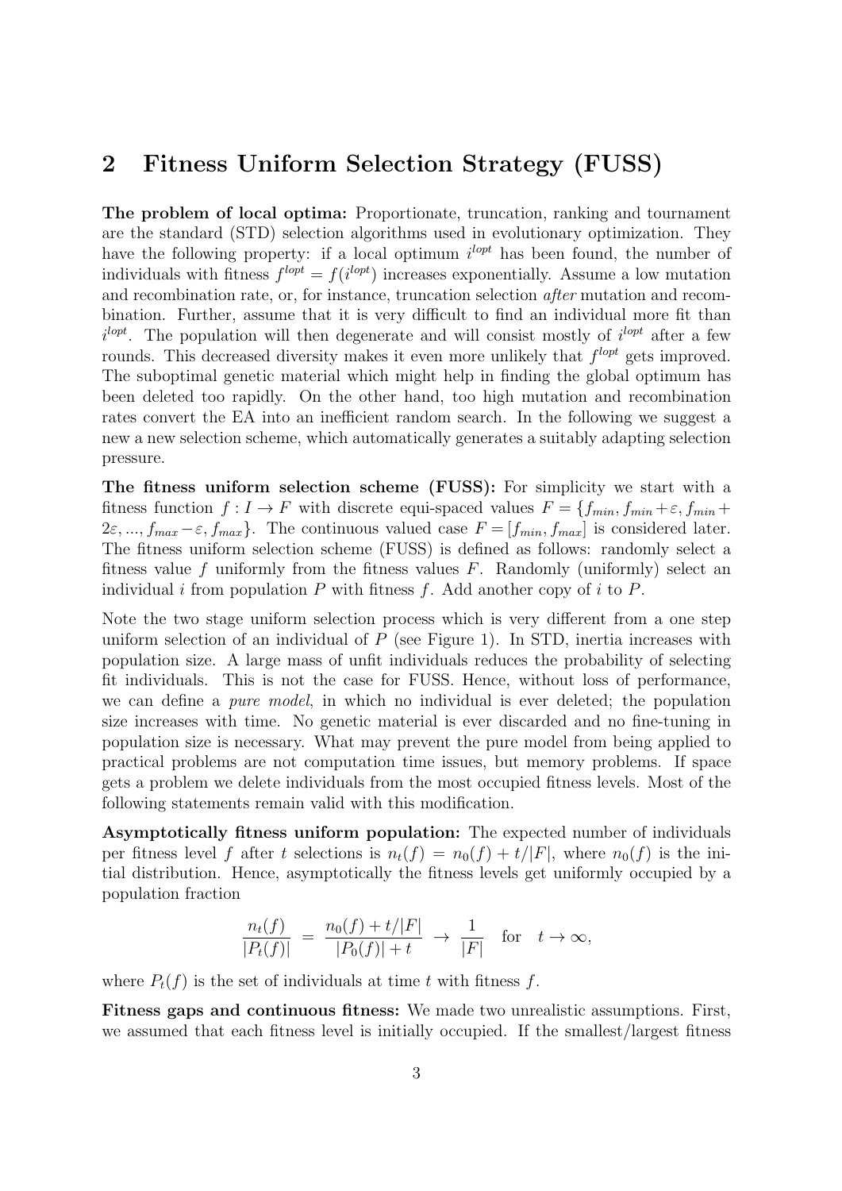## 2 Fitness Uniform Selection Strategy (FUSS)

**The problem of local optima:** Proportionate, truncation, ranking and tournament are the standard (STD) selection algorithms used in evolutionary optimization. They have the following property: if a local optimum $i^{lopt}$ has been found, the number of individuals with fitness $f^{lopt} = f(i^{lopt})$ increases exponentially. Assume a low mutation and recombination rate, or, for instance, truncation selection *after* mutation and recombination. Further, assume that it is very difficult to find an individual more fit than $i^{lopt}$. The population will then degenerate and will consist mostly of $i^{lopt}$ after a few rounds. This decreased diversity makes it even more unlikely that $f^{lopt}$ gets improved. The suboptimal genetic material which might help in finding the global optimum has been deleted too rapidly. On the other hand, too high mutation and recombination rates convert the EA into an inefficient random search. In the following we suggest a new a new selection scheme, which automatically generates a suitably adapting selection pressure.

**The fitness uniform selection scheme (FUSS):** For simplicity we start with a fitness function $f : I \to F$ with discrete equi-spaced values $F = \{f_{min}, f_{min}+\varepsilon, f_{min}+2\varepsilon, ..., f_{max}-\varepsilon, f_{max}\}$. The continuous valued case $F = [f_{min}, f_{max}]$ is considered later. The fitness uniform selection scheme (FUSS) is defined as follows: randomly select a fitness value $f$ uniformly from the fitness values $F$. Randomly (uniformly) select an individual $i$ from population $P$ with fitness $f$. Add another copy of $i$ to $P$.

Note the two stage uniform selection process which is very different from a one step uniform selection of an individual of $P$ (see Figure 1). In STD, inertia increases with population size. A large mass of unfit individuals reduces the probability of selecting fit individuals. This is not the case for FUSS. Hence, without loss of performance, we can define a *pure model*, in which no individual is ever deleted; the population size increases with time. No genetic material is ever discarded and no fine-tuning in population size is necessary. What may prevent the pure model from being applied to practical problems are not computation time issues, but memory problems. If space gets a problem we delete individuals from the most occupied fitness levels. Most of the following statements remain valid with this modification.

**Asymptotically fitness uniform population:** The expected number of individuals per fitness level $f$ after $t$ selections is $n_t(f) = n_0(f) + t/|F|$, where $n_0(f)$ is the initial distribution. Hence, asymptotically the fitness levels get uniformly occupied by a population fraction

$$\frac{n_t(f)}{|P_t(f)|} \;=\; \frac{n_0(f) + t/|F|}{|P_0(f)| + t} \;\to\; \frac{1}{|F|} \quad \text{for} \quad t \to \infty,$$

where $P_t(f)$ is the set of individuals at time $t$ with fitness $f$.

**Fitness gaps and continuous fitness:** We made two unrealistic assumptions. First, we assumed that each fitness level is initially occupied. If the smallest/largest fitness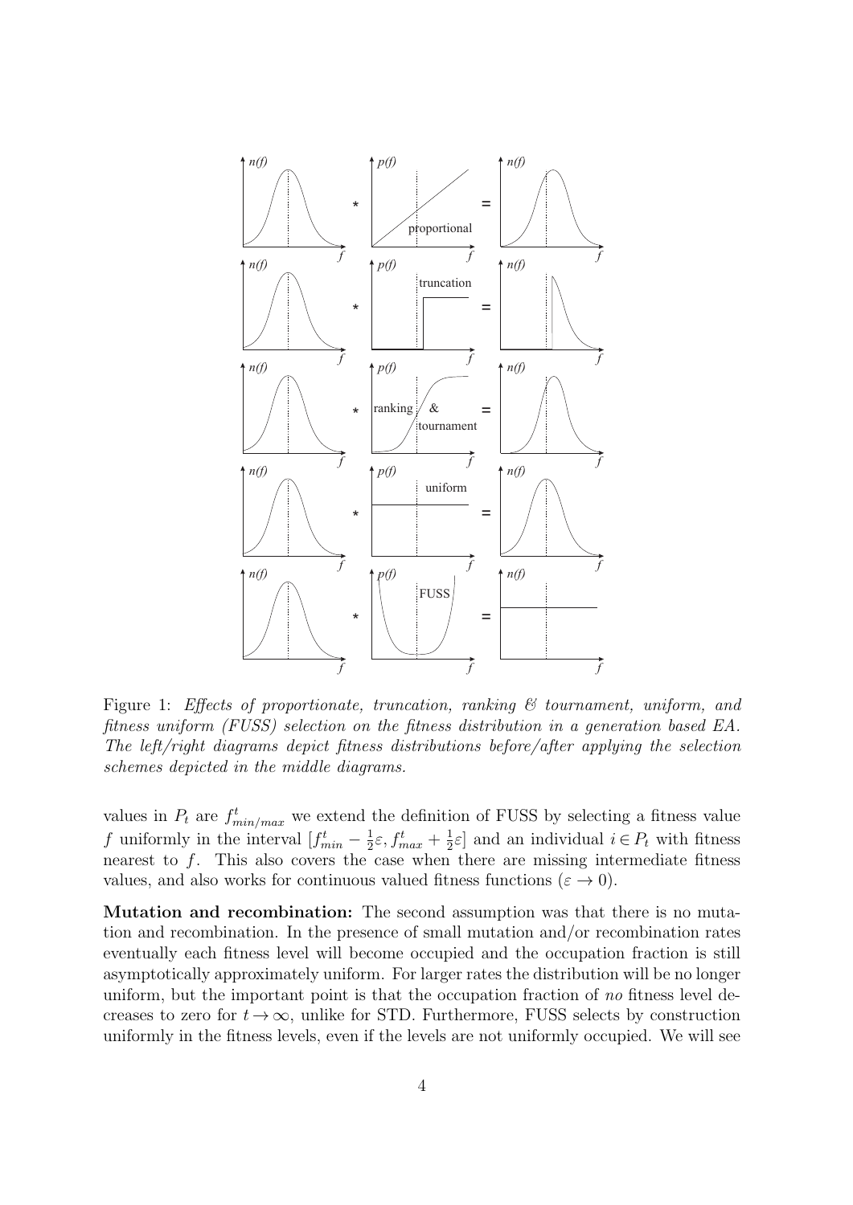Figure 1: *Effects of proportionate, truncation, ranking & tournament, uniform, and fitness uniform (FUSS) selection on the fitness distribution in a generation based EA. The left/right diagrams depict fitness distributions before/after applying the selection schemes depicted in the middle diagrams.*

values in $P_t$ are $f^t_{min/max}$ we extend the definition of FUSS by selecting a fitness value $f$ uniformly in the interval $[f^t_{min} - \frac{1}{2}\varepsilon, f^t_{max} + \frac{1}{2}\varepsilon]$ and an individual $i \in P_t$ with fitness nearest to $f$. This also covers the case when there are missing intermediate fitness values, and also works for continuous valued fitness functions ($\varepsilon \to 0$).

**Mutation and recombination:** The second assumption was that there is no mutation and recombination. In the presence of small mutation and/or recombination rates eventually each fitness level will become occupied and the occupation fraction is still asymptotically approximately uniform. For larger rates the distribution will be no longer uniform, but the important point is that the occupation fraction of *no* fitness level decreases to zero for $t \to \infty$, unlike for STD. Furthermore, FUSS selects by construction uniformly in the fitness levels, even if the levels are not uniformly occupied. We will see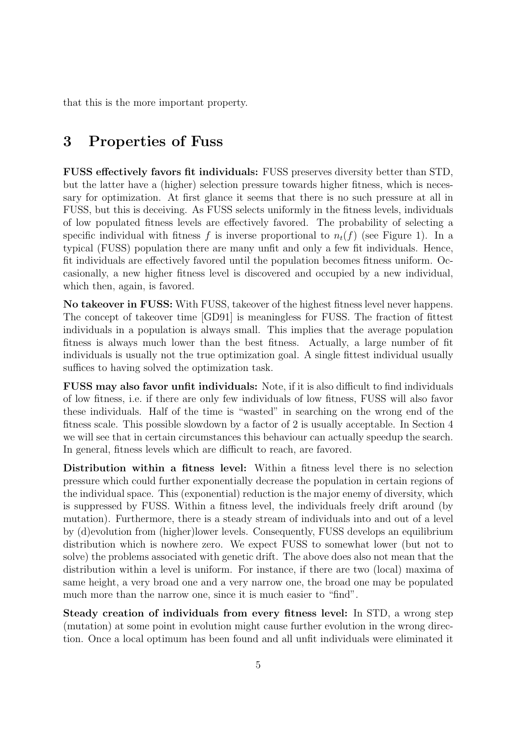that this is the more important property.

## 3 Properties of Fuss

**FUSS effectively favors fit individuals:** FUSS preserves diversity better than STD, but the latter have a (higher) selection pressure towards higher fitness, which is necessary for optimization. At first glance it seems that there is no such pressure at all in FUSS, but this is deceiving. As FUSS selects uniformly in the fitness levels, individuals of low populated fitness levels are effectively favored. The probability of selecting a specific individual with fitness $f$ is inverse proportional to $n_t(f)$ (see Figure 1). In a typical (FUSS) population there are many unfit and only a few fit individuals. Hence, fit individuals are effectively favored until the population becomes fitness uniform. Occasionally, a new higher fitness level is discovered and occupied by a new individual, which then, again, is favored.

**No takeover in FUSS:** With FUSS, takeover of the highest fitness level never happens. The concept of takeover time [GD91] is meaningless for FUSS. The fraction of fittest individuals in a population is always small. This implies that the average population fitness is always much lower than the best fitness. Actually, a large number of fit individuals is usually not the true optimization goal. A single fittest individual usually suffices to having solved the optimization task.

**FUSS may also favor unfit individuals:** Note, if it is also difficult to find individuals of low fitness, i.e. if there are only few individuals of low fitness, FUSS will also favor these individuals. Half of the time is "wasted" in searching on the wrong end of the fitness scale. This possible slowdown by a factor of 2 is usually acceptable. In Section 4 we will see that in certain circumstances this behaviour can actually speedup the search. In general, fitness levels which are difficult to reach, are favored.

**Distribution within a fitness level:** Within a fitness level there is no selection pressure which could further exponentially decrease the population in certain regions of the individual space. This (exponential) reduction is the major enemy of diversity, which is suppressed by FUSS. Within a fitness level, the individuals freely drift around (by mutation). Furthermore, there is a steady stream of individuals into and out of a level by (d)evolution from (higher)lower levels. Consequently, FUSS develops an equilibrium distribution which is nowhere zero. We expect FUSS to somewhat lower (but not to solve) the problems associated with genetic drift. The above does also not mean that the distribution within a level is uniform. For instance, if there are two (local) maxima of same height, a very broad one and a very narrow one, the broad one may be populated much more than the narrow one, since it is much easier to "find".

**Steady creation of individuals from every fitness level:** In STD, a wrong step (mutation) at some point in evolution might cause further evolution in the wrong direction. Once a local optimum has been found and all unfit individuals were eliminated it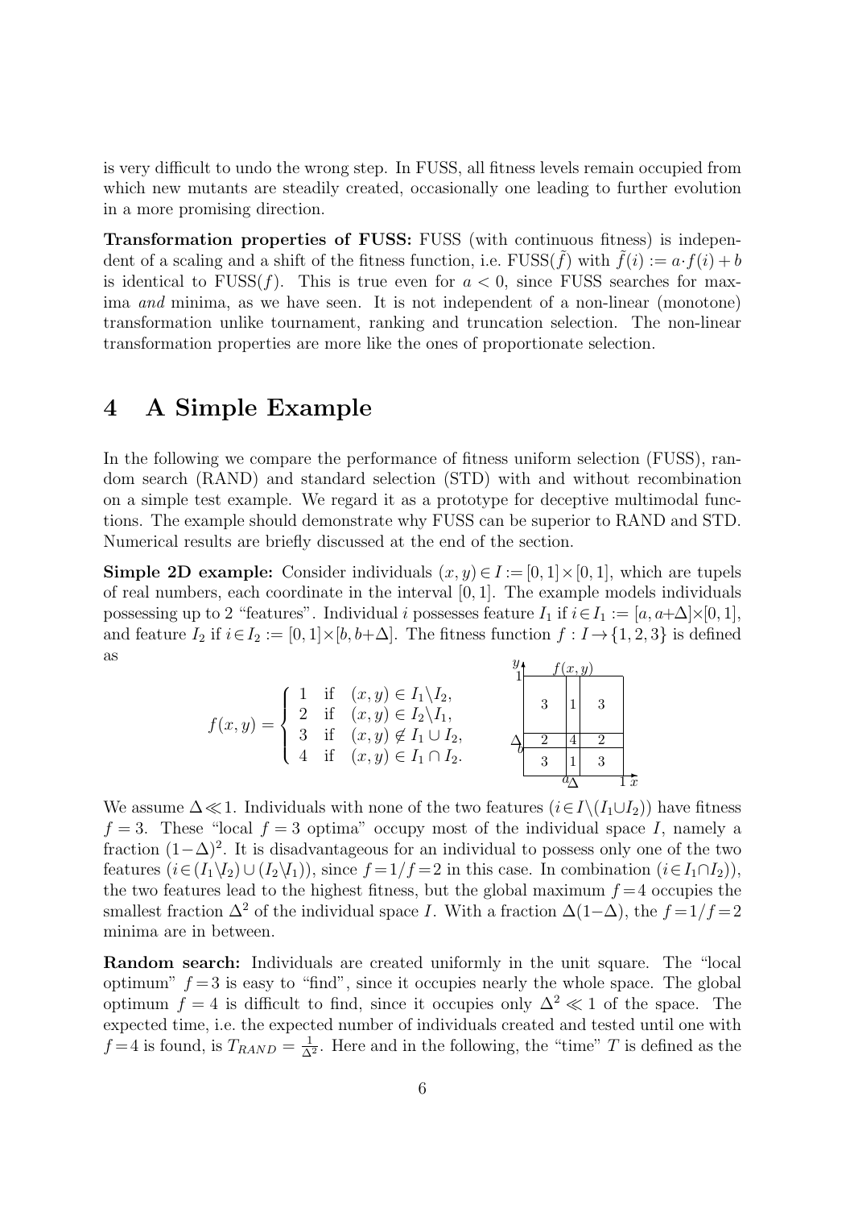is very difficult to undo the wrong step. In FUSS, all fitness levels remain occupied from which new mutants are steadily created, occasionally one leading to further evolution in a more promising direction.

**Transformation properties of FUSS:** FUSS (with continuous fitness) is independent of a scaling and a shift of the fitness function, i.e. FUSS($\tilde{f}$) with $\tilde{f}(i) := a\cdot f(i)+b$ is identical to FUSS($f$). This is true even for $a<0$, since FUSS searches for maxima *and* minima, as we have seen. It is not independent of a non-linear (monotone) transformation unlike tournament, ranking and truncation selection. The non-linear transformation properties are more like the ones of proportionate selection.

# 4 A Simple Example

In the following we compare the performance of fitness uniform selection (FUSS), random search (RAND) and standard selection (STD) with and without recombination on a simple test example. We regard it as a prototype for deceptive multimodal functions. The example should demonstrate why FUSS can be superior to RAND and STD. Numerical results are briefly discussed at the end of the section.

**Simple 2D example:** Consider individuals $(x,y)\in I := [0,1]\times[0,1]$, which are tupels of real numbers, each coordinate in the interval $[0,1]$. The example models individuals possessing up to 2 "features". Individual $i$ possesses feature $I_1$ if $i\in I_1 := [a, a+\Delta]\times[0,1]$, and feature $I_2$ if $i\in I_2 := [0,1]\times[b, b+\Delta]$. The fitness function $f : I\to\{1,2,3\}$ is defined as

$$f(x,y) = \begin{cases} 1 & \text{if} \quad (x,y)\in I_1\backslash I_2, \\ 2 & \text{if} \quad (x,y)\in I_2\backslash I_1, \\ 3 & \text{if} \quad (x,y)\notin I_1\cup I_2, \\ 4 & \text{if} \quad (x,y)\in I_1\cap I_2. \end{cases}$$

We assume $\Delta\ll 1$. Individuals with none of the two features ($i\in I\backslash(I_1\cup I_2)$) have fitness $f=3$. These "local $f=3$ optima" occupy most of the individual space $I$, namely a fraction $(1-\Delta)^2$. It is disadvantageous for an individual to possess only one of the two features ($i\in(I_1\backslash I_2)\cup(I_2\backslash I_1)$), since $f=1/f=2$ in this case. In combination ($i\in I_1\cap I_2$)), the two features lead to the highest fitness, but the global maximum $f=4$ occupies the smallest fraction $\Delta^2$ of the individual space $I$. With a fraction $\Delta(1-\Delta)$, the $f=1/f=2$ minima are in between.

**Random search:** Individuals are created uniformly in the unit square. The "local optimum" $f=3$ is easy to "find", since it occupies nearly the whole space. The global optimum $f=4$ is difficult to find, since it occupies only $\Delta^2\ll 1$ of the space. The expected time, i.e. the expected number of individuals created and tested until one with $f=4$ is found, is $T_{RAND}=\frac{1}{\Delta^2}$. Here and in the following, the "time" $T$ is defined as the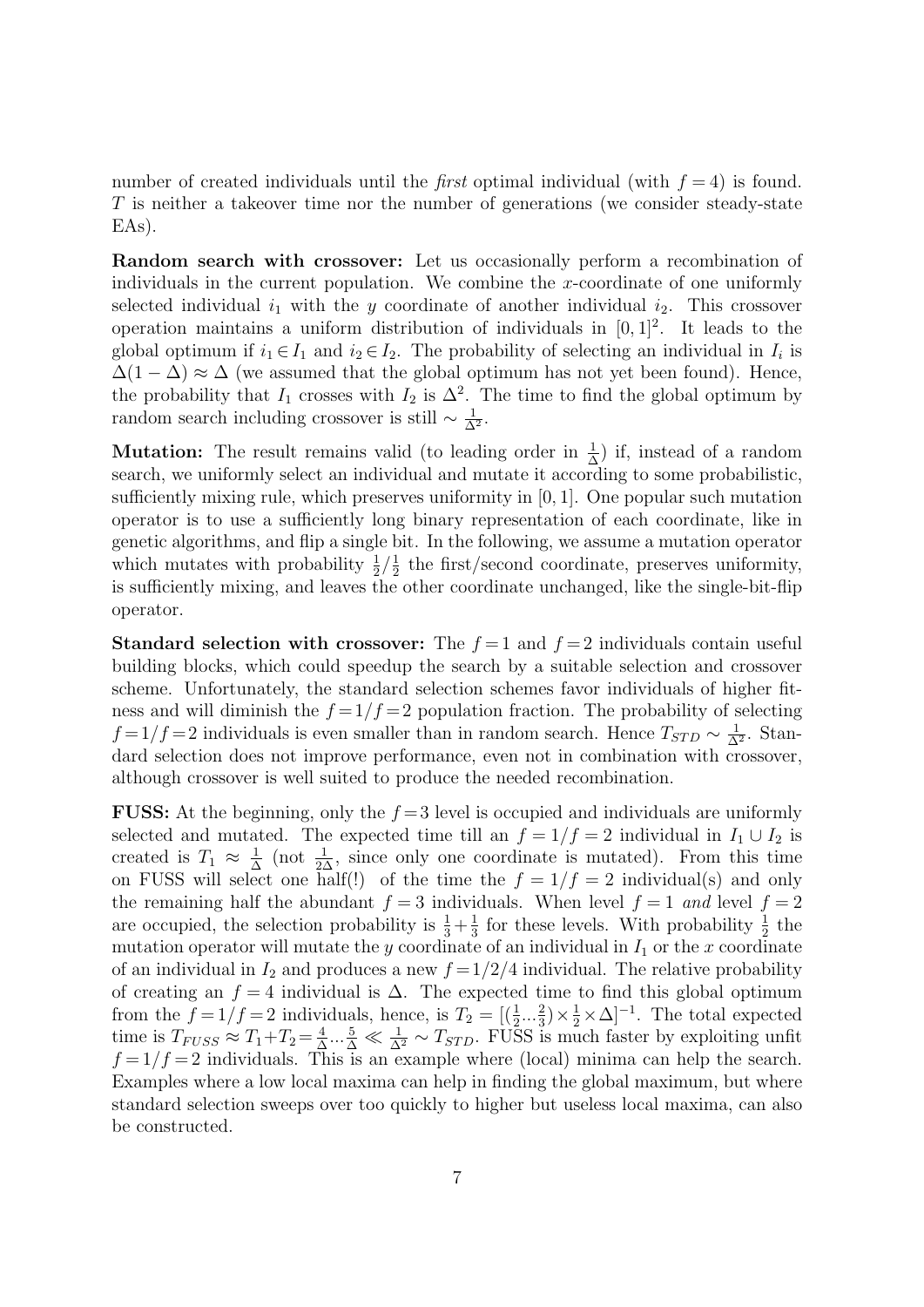number of created individuals until the *first* optimal individual (with $f=4$) is found. $T$ is neither a takeover time nor the number of generations (we consider steady-state EAs).

**Random search with crossover:** Let us occasionally perform a recombination of individuals in the current population. We combine the $x$-coordinate of one uniformly selected individual $i_1$ with the $y$ coordinate of another individual $i_2$. This crossover operation maintains a uniform distribution of individuals in $[0,1]^2$. It leads to the global optimum if $i_1 \in I_1$ and $i_2 \in I_2$. The probability of selecting an individual in $I_i$ is $\Delta(1-\Delta) \approx \Delta$ (we assumed that the global optimum has not yet been found). Hence, the probability that $I_1$ crosses with $I_2$ is $\Delta^2$. The time to find the global optimum by random search including crossover is still $\sim \frac{1}{\Delta^2}$.

**Mutation:** The result remains valid (to leading order in $\frac{1}{\Delta}$) if, instead of a random search, we uniformly select an individual and mutate it according to some probabilistic, sufficiently mixing rule, which preserves uniformity in $[0,1]$. One popular such mutation operator is to use a sufficiently long binary representation of each coordinate, like in genetic algorithms, and flip a single bit. In the following, we assume a mutation operator which mutates with probability $\frac{1}{2}/\frac{1}{2}$ the first/second coordinate, preserves uniformity, is sufficiently mixing, and leaves the other coordinate unchanged, like the single-bit-flip operator.

**Standard selection with crossover:** The $f=1$ and $f=2$ individuals contain useful building blocks, which could speedup the search by a suitable selection and crossover scheme. Unfortunately, the standard selection schemes favor individuals of higher fitness and will diminish the $f=1/f=2$ population fraction. The probability of selecting $f=1/f=2$ individuals is even smaller than in random search. Hence $T_{STD} \sim \frac{1}{\Delta^2}$. Standard selection does not improve performance, even not in combination with crossover, although crossover is well suited to produce the needed recombination.

**FUSS:** At the beginning, only the $f=3$ level is occupied and individuals are uniformly selected and mutated. The expected time till an $f=1/f=2$ individual in $I_1 \cup I_2$ is created is $T_1 \approx \frac{1}{\Delta}$ (not $\frac{1}{2\Delta}$, since only one coordinate is mutated). From this time on FUSS will select one half(!) of the time the $f=1/f=2$ individual(s) and only the remaining half the abundant $f=3$ individuals. When level $f=1$ *and* level $f=2$ are occupied, the selection probability is $\frac{1}{3}+\frac{1}{3}$ for these levels. With probability $\frac{1}{2}$ the mutation operator will mutate the $y$ coordinate of an individual in $I_1$ or the $x$ coordinate of an individual in $I_2$ and produces a new $f=1/2/4$ individual. The relative probability of creating an $f=4$ individual is $\Delta$. The expected time to find this global optimum from the $f=1/f=2$ individuals, hence, is $T_2 = [(\frac{1}{2}...\frac{2}{3}) \times \frac{1}{2} \times \Delta]^{-1}$. The total expected time is $T_{FUSS} \approx T_1 + T_2 = \frac{4}{\Delta}...\frac{5}{\Delta} \ll \frac{1}{\Delta^2} \sim T_{STD}$. FUSS is much faster by exploiting unfit $f=1/f=2$ individuals. This is an example where (local) minima can help the search. Examples where a low local maxima can help in finding the global maximum, but where standard selection sweeps over too quickly to higher but useless local maxima, can also be constructed.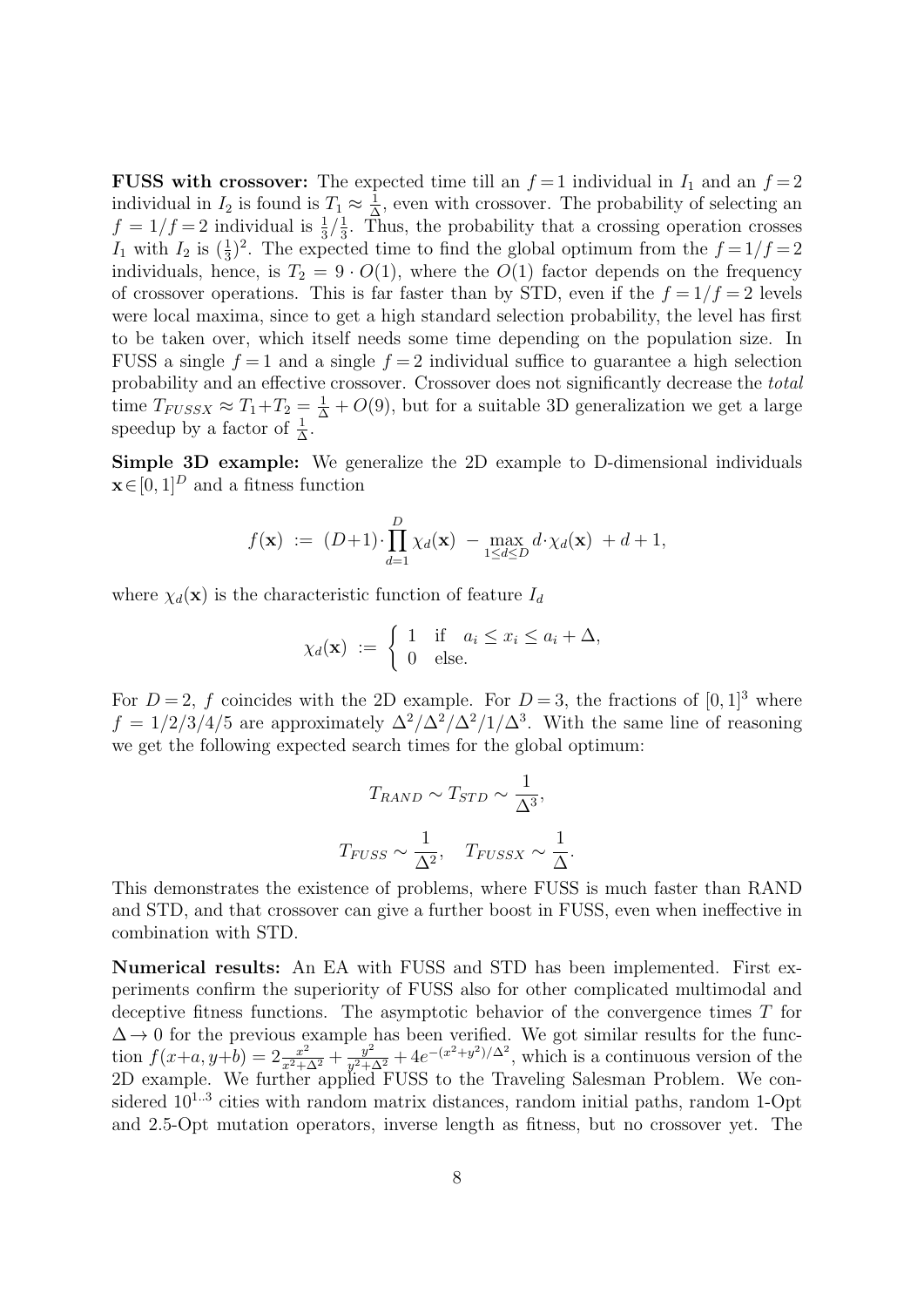**FUSS with crossover:** The expected time till an $f=1$ individual in $I_1$ and an $f=2$ individual in $I_2$ is found is $T_1 \approx \frac{1}{\Delta}$, even with crossover. The probability of selecting an $f=1/f=2$ individual is $\frac{1}{3}/\frac{1}{3}$. Thus, the probability that a crossing operation crosses $I_1$ with $I_2$ is $(\frac{1}{3})^2$. The expected time to find the global optimum from the $f=1/f=2$ individuals, hence, is $T_2 = 9 \cdot O(1)$, where the $O(1)$ factor depends on the frequency of crossover operations. This is far faster than by STD, even if the $f=1/f=2$ levels were local maxima, since to get a high standard selection probability, the level has first to be taken over, which itself needs some time depending on the population size. In FUSS a single $f=1$ and a single $f=2$ individual suffice to guarantee a high selection probability and an effective crossover. Crossover does not significantly decrease the *total* time $T_{FUSSX} \approx T_1 + T_2 = \frac{1}{\Delta} + O(9)$, but for a suitable 3D generalization we get a large speedup by a factor of $\frac{1}{\Delta}$.

**Simple 3D example:** We generalize the 2D example to D-dimensional individuals $\mathbf{x} \in [0,1]^D$ and a fitness function

$$f(\mathbf{x}) \;:=\; (D+1) \cdot \prod_{d=1}^{D} \chi_d(\mathbf{x}) \;-\; \max_{1 \leq d \leq D} d \cdot \chi_d(\mathbf{x}) \;+ d + 1,$$

where $\chi_d(\mathbf{x})$ is the characteristic function of feature $I_d$

$$\chi_d(\mathbf{x}) \;:=\; \begin{cases} 1 & \text{if} \quad a_i \leq x_i \leq a_i + \Delta, \\ 0 & \text{else.} \end{cases}$$

For $D=2$, $f$ coincides with the 2D example. For $D=3$, the fractions of $[0,1]^3$ where $f = 1/2/3/4/5$ are approximately $\Delta^2/\Delta^2/\Delta^2/1/\Delta^3$. With the same line of reasoning we get the following expected search times for the global optimum:

$$T_{RAND} \sim T_{STD} \sim \frac{1}{\Delta^3},$$

$$T_{FUSS} \sim \frac{1}{\Delta^2}, \quad T_{FUSSX} \sim \frac{1}{\Delta}.$$

This demonstrates the existence of problems, where FUSS is much faster than RAND and STD, and that crossover can give a further boost in FUSS, even when ineffective in combination with STD.

**Numerical results:** An EA with FUSS and STD has been implemented. First experiments confirm the superiority of FUSS also for other complicated multimodal and deceptive fitness functions. The asymptotic behavior of the convergence times $T$ for $\Delta \to 0$ for the previous example has been verified. We got similar results for the function $f(x+a, y+b) = 2\frac{x^2}{x^2+\Delta^2} + \frac{y^2}{y^2+\Delta^2} + 4e^{-(x^2+y^2)/\Delta^2}$, which is a continuous version of the 2D example. We further applied FUSS to the Traveling Salesman Problem. We considered $10^{1..3}$ cities with random matrix distances, random initial paths, random 1-Opt and 2.5-Opt mutation operators, inverse length as fitness, but no crossover yet. The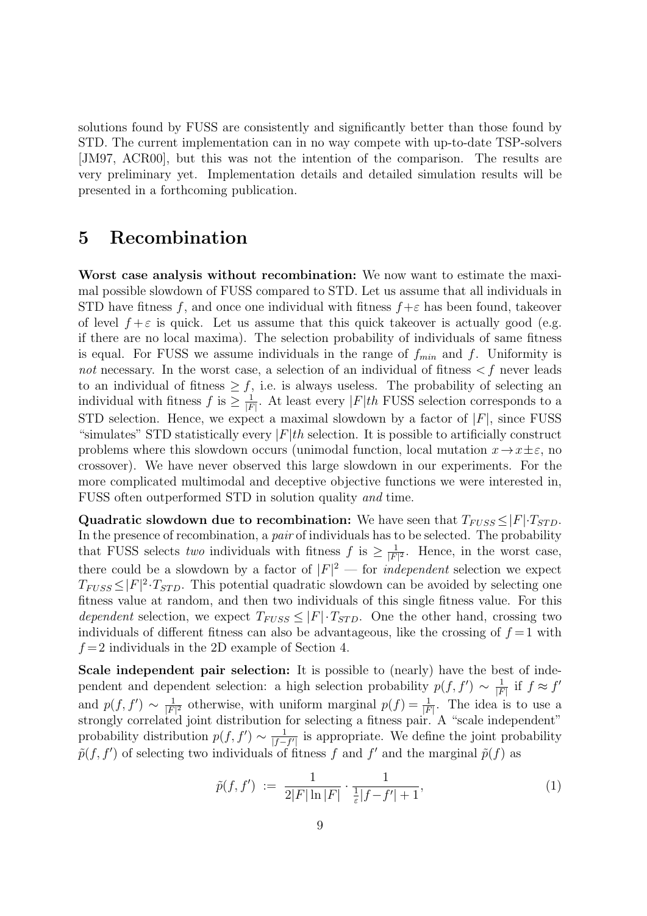solutions found by FUSS are consistently and significantly better than those found by STD. The current implementation can in no way compete with up-to-date TSP-solvers [JM97, ACR00], but this was not the intention of the comparison. The results are very preliminary yet. Implementation details and detailed simulation results will be presented in a forthcoming publication.

## 5 Recombination

**Worst case analysis without recombination:** We now want to estimate the maximal possible slowdown of FUSS compared to STD. Let us assume that all individuals in STD have fitness $f$, and once one individual with fitness $f+\varepsilon$ has been found, takeover of level $f+\varepsilon$ is quick. Let us assume that this quick takeover is actually good (e.g. if there are no local maxima). The selection probability of individuals of same fitness is equal. For FUSS we assume individuals in the range of $f_{min}$ and $f$. Uniformity is *not* necessary. In the worst case, a selection of an individual of fitness $< f$ never leads to an individual of fitness $\geq f$, i.e. is always useless. The probability of selecting an individual with fitness $f$ is $\geq \frac{1}{|F|}$. At least every $|F|th$ FUSS selection corresponds to a STD selection. Hence, we expect a maximal slowdown by a factor of $|F|$, since FUSS "simulates" STD statistically every $|F|th$ selection. It is possible to artificially construct problems where this slowdown occurs (unimodal function, local mutation $x \to x \pm \varepsilon$, no crossover). We have never observed this large slowdown in our experiments. For the more complicated multimodal and deceptive objective functions we were interested in, FUSS often outperformed STD in solution quality *and* time.

**Quadratic slowdown due to recombination:** We have seen that $T_{FUSS} \leq |F| \cdot T_{STD}$. In the presence of recombination, a *pair* of individuals has to be selected. The probability that FUSS selects *two* individuals with fitness $f$ is $\geq \frac{1}{|F|^2}$. Hence, in the worst case, there could be a slowdown by a factor of $|F|^2$ — for *independent* selection we expect $T_{FUSS} \leq |F|^2 \cdot T_{STD}$. This potential quadratic slowdown can be avoided by selecting one fitness value at random, and then two individuals of this single fitness value. For this *dependent* selection, we expect $T_{FUSS} \leq |F| \cdot T_{STD}$. One the other hand, crossing two individuals of different fitness can also be advantageous, like the crossing of $f=1$ with $f=2$ individuals in the 2D example of Section 4.

**Scale independent pair selection:** It is possible to (nearly) have the best of independent and dependent selection: a high selection probability $p(f,f') \sim \frac{1}{|F|}$ if $f \approx f'$ and $p(f,f') \sim \frac{1}{|F|^2}$ otherwise, with uniform marginal $p(f) = \frac{1}{|F|}$. The idea is to use a strongly correlated joint distribution for selecting a fitness pair. A "scale independent" probability distribution $p(f,f') \sim \frac{1}{|f-f'|}$ is appropriate. We define the joint probability $\tilde{p}(f,f')$ of selecting two individuals of fitness $f$ and $f'$ and the marginal $\tilde{p}(f)$ as

$$\tilde{p}(f,f') \;:=\; \frac{1}{2|F|\ln|F|} \cdot \frac{1}{\frac{1}{\varepsilon}|f-f'|+1}, \tag{1}$$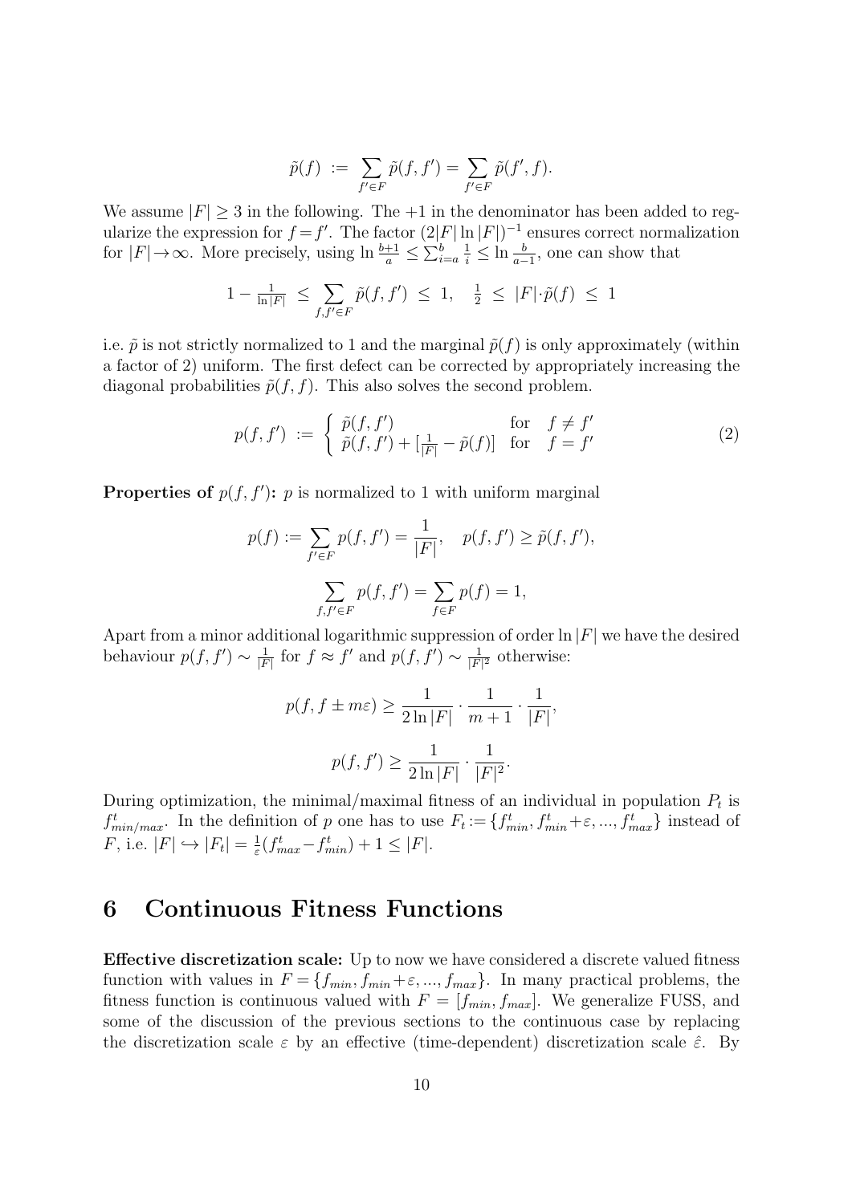$$\tilde{p}(f) \;:=\; \sum_{f'\in F}\tilde{p}(f,f') = \sum_{f'\in F}\tilde{p}(f',f).$$

We assume $|F|\geq 3$ in the following. The $+1$ in the denominator has been added to regularize the expression for $f=f'$. The factor $(2|F|\ln|F|)^{-1}$ ensures correct normalization for $|F|\to\infty$. More precisely, using $\ln\frac{b+1}{a}\leq\sum_{i=a}^{b}\frac{1}{i}\leq\ln\frac{b}{a-1}$, one can show that

$$1-\tfrac{1}{\ln|F|} \;\leq\; \sum_{f,f'\in F}\tilde{p}(f,f') \;\leq\; 1, \quad \tfrac{1}{2} \;\leq\; |F|{\cdot}\tilde{p}(f) \;\leq\; 1$$

i.e. $\tilde{p}$ is not strictly normalized to 1 and the marginal $\tilde{p}(f)$ is only approximately (within a factor of 2) uniform. The first defect can be corrected by appropriately increasing the diagonal probabilities $\tilde{p}(f,f)$. This also solves the second problem.

$$p(f,f') \;:=\; \left\{\begin{array}{ll} \tilde{p}(f,f') & \text{for} \quad f\neq f' \\ \tilde{p}(f,f')+[\frac{1}{|F|}-\tilde{p}(f)] & \text{for} \quad f=f' \end{array}\right. \tag{2}$$

**Properties of $p(f,f')$:** $p$ is normalized to 1 with uniform marginal

$$p(f):=\sum_{f'\in F}p(f,f')=\frac{1}{|F|}, \quad p(f,f')\geq\tilde{p}(f,f'),$$

$$\sum_{f,f'\in F}p(f,f')=\sum_{f\in F}p(f)=1,$$

Apart from a minor additional logarithmic suppression of order $\ln|F|$ we have the desired behaviour $p(f,f')\sim\frac{1}{|F|}$ for $f\approx f'$ and $p(f,f')\sim\frac{1}{|F|^2}$ otherwise:

$$p(f,f\pm m\varepsilon)\geq\frac{1}{2\ln|F|}\cdot\frac{1}{m+1}\cdot\frac{1}{|F|},$$

$$p(f,f')\geq\frac{1}{2\ln|F|}\cdot\frac{1}{|F|^2}.$$

During optimization, the minimal/maximal fitness of an individual in population $P_t$ is $f^t_{min/max}$. In the definition of $p$ one has to use $F_t:=\{f^t_{min},f^t_{min}+\varepsilon,...,f^t_{max}\}$ instead of $F$, i.e. $|F|\hookrightarrow|F_t|=\frac{1}{\varepsilon}(f^t_{max}-f^t_{min})+1\leq|F|$.

## 6 Continuous Fitness Functions

**Effective discretization scale:** Up to now we have considered a discrete valued fitness function with values in $F=\{f_{min},f_{min}+\varepsilon,...,f_{max}\}$. In many practical problems, the fitness function is continuous valued with $F=[f_{min},f_{max}]$. We generalize FUSS, and some of the discussion of the previous sections to the continuous case by replacing the discretization scale $\varepsilon$ by an effective (time-dependent) discretization scale $\hat{\varepsilon}$. By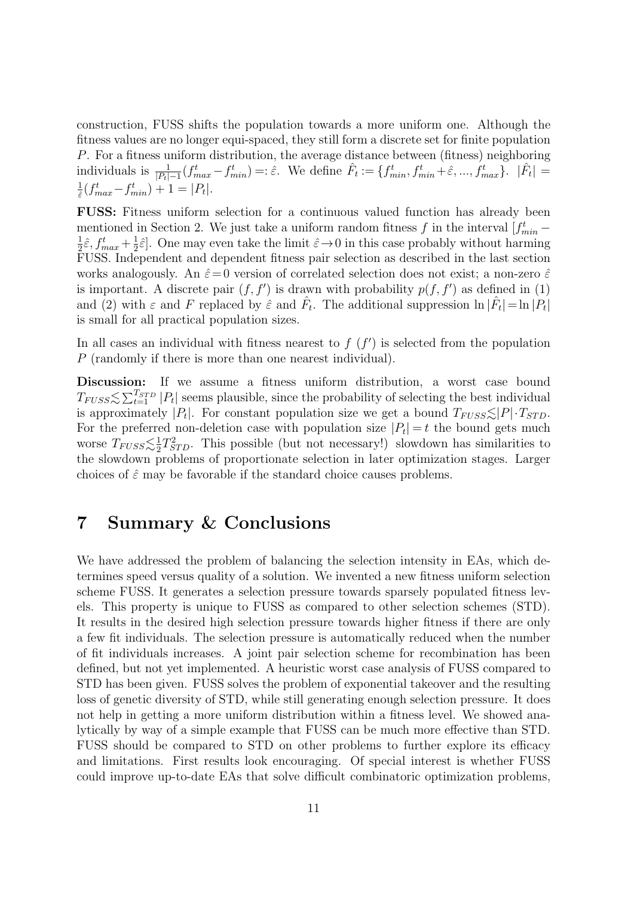construction, FUSS shifts the population towards a more uniform one. Although the fitness values are no longer equi-spaced, they still form a discrete set for finite population $P$. For a fitness uniform distribution, the average distance between (fitness) neighboring individuals is $\frac{1}{|P_t|-1}(f_{max}^t - f_{min}^t) =: \hat{\varepsilon}$. We define $\hat{F}_t := \{f_{min}^t, f_{min}^t + \hat{\varepsilon}, ..., f_{max}^t\}$. $|\hat{F}_t| = \frac{1}{\hat{\varepsilon}}(f_{max}^t - f_{min}^t) + 1 = |P_t|$.

**FUSS:** Fitness uniform selection for a continuous valued function has already been mentioned in Section 2. We just take a uniform random fitness $f$ in the interval $[f_{min}^t - \frac{1}{2}\hat{\varepsilon}, f_{max}^t + \frac{1}{2}\hat{\varepsilon}]$. One may even take the limit $\hat{\varepsilon} \to 0$ in this case probably without harming FUSS. Independent and dependent fitness pair selection as described in the last section works analogously. An $\hat{\varepsilon} = 0$ version of correlated selection does not exist; a non-zero $\hat{\varepsilon}$ is important. A discrete pair $(f, f')$ is drawn with probability $p(f, f')$ as defined in (1) and (2) with $\varepsilon$ and $F$ replaced by $\hat{\varepsilon}$ and $\hat{F}_t$. The additional suppression $\ln|\hat{F}_t| = \ln|P_t|$ is small for all practical population sizes.

In all cases an individual with fitness nearest to $f$ ($f'$) is selected from the population $P$ (randomly if there is more than one nearest individual).

**Discussion:** If we assume a fitness uniform distribution, a worst case bound $T_{FUSS} \lesssim \sum_{t=1}^{T_{STD}} |P_t|$ seems plausible, since the probability of selecting the best individual is approximately $|P_t|$. For constant population size we get a bound $T_{FUSS} \lesssim |P| \cdot T_{STD}$. For the preferred non-deletion case with population size $|P_t| = t$ the bound gets much worse $T_{FUSS} \lesssim \frac{1}{2} T_{STD}^2$. This possible (but not necessary!) slowdown has similarities to the slowdown problems of proportionate selection in later optimization stages. Larger choices of $\hat{\varepsilon}$ may be favorable if the standard choice causes problems.

## 7 Summary & Conclusions

We have addressed the problem of balancing the selection intensity in EAs, which determines speed versus quality of a solution. We invented a new fitness uniform selection scheme FUSS. It generates a selection pressure towards sparsely populated fitness levels. This property is unique to FUSS as compared to other selection schemes (STD). It results in the desired high selection pressure towards higher fitness if there are only a few fit individuals. The selection pressure is automatically reduced when the number of fit individuals increases. A joint pair selection scheme for recombination has been defined, but not yet implemented. A heuristic worst case analysis of FUSS compared to STD has been given. FUSS solves the problem of exponential takeover and the resulting loss of genetic diversity of STD, while still generating enough selection pressure. It does not help in getting a more uniform distribution within a fitness level. We showed analytically by way of a simple example that FUSS can be much more effective than STD. FUSS should be compared to STD on other problems to further explore its efficacy and limitations. First results look encouraging. Of special interest is whether FUSS could improve up-to-date EAs that solve difficult combinatoric optimization problems,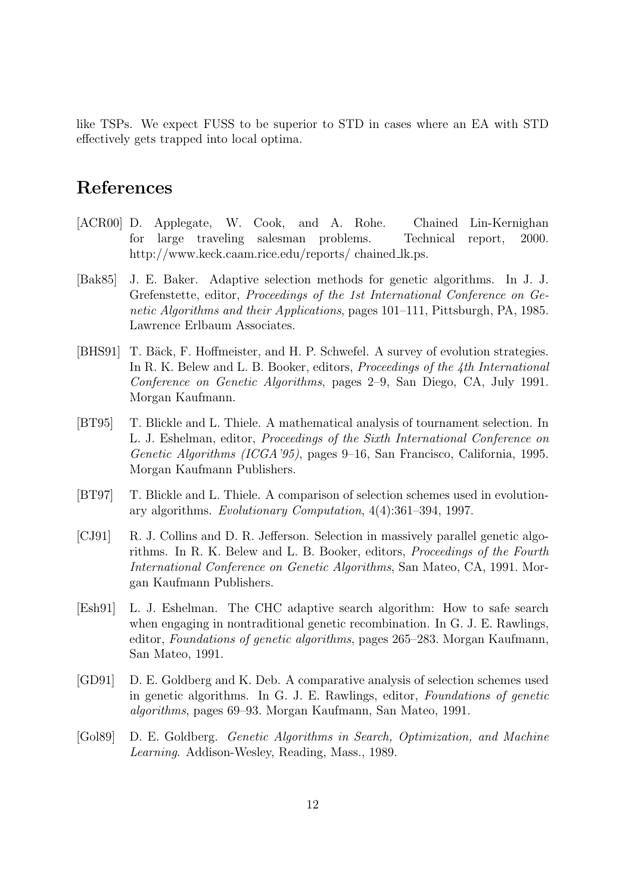like TSPs. We expect FUSS to be superior to STD in cases where an EA with STD effectively gets trapped into local optima.

# References

[ACR00] D. Applegate, W. Cook, and A. Rohe. Chained Lin-Kernighan for large traveling salesman problems. Technical report, 2000. http://www.keck.caam.rice.edu/reports/ chained_lk.ps.

[Bak85] J. E. Baker. Adaptive selection methods for genetic algorithms. In J. J. Grefenstette, editor, *Proceedings of the 1st International Conference on Genetic Algorithms and their Applications*, pages 101–111, Pittsburgh, PA, 1985. Lawrence Erlbaum Associates.

[BHS91] T. Bäck, F. Hoffmeister, and H. P. Schwefel. A survey of evolution strategies. In R. K. Belew and L. B. Booker, editors, *Proceedings of the 4th International Conference on Genetic Algorithms*, pages 2–9, San Diego, CA, July 1991. Morgan Kaufmann.

[BT95] T. Blickle and L. Thiele. A mathematical analysis of tournament selection. In L. J. Eshelman, editor, *Proceedings of the Sixth International Conference on Genetic Algorithms (ICGA'95)*, pages 9–16, San Francisco, California, 1995. Morgan Kaufmann Publishers.

[BT97] T. Blickle and L. Thiele. A comparison of selection schemes used in evolutionary algorithms. *Evolutionary Computation*, 4(4):361–394, 1997.

[CJ91] R. J. Collins and D. R. Jefferson. Selection in massively parallel genetic algorithms. In R. K. Belew and L. B. Booker, editors, *Proceedings of the Fourth International Conference on Genetic Algorithms*, San Mateo, CA, 1991. Morgan Kaufmann Publishers.

[Esh91] L. J. Eshelman. The CHC adaptive search algorithm: How to safe search when engaging in nontraditional genetic recombination. In G. J. E. Rawlings, editor, *Foundations of genetic algorithms*, pages 265–283. Morgan Kaufmann, San Mateo, 1991.

[GD91] D. E. Goldberg and K. Deb. A comparative analysis of selection schemes used in genetic algorithms. In G. J. E. Rawlings, editor, *Foundations of genetic algorithms*, pages 69–93. Morgan Kaufmann, San Mateo, 1991.

[Gol89] D. E. Goldberg. *Genetic Algorithms in Search, Optimization, and Machine Learning*. Addison-Wesley, Reading, Mass., 1989.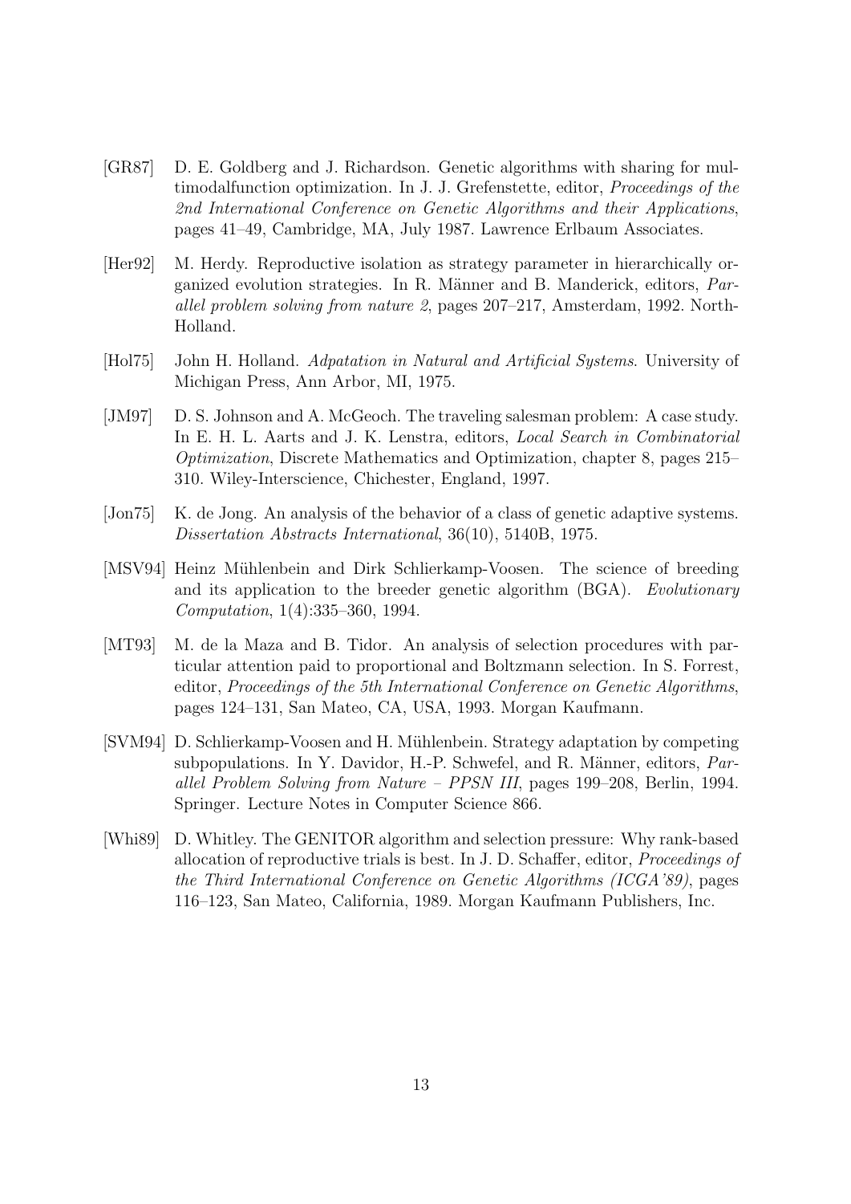[GR87] D. E. Goldberg and J. Richardson. Genetic algorithms with sharing for multimodalfunction optimization. In J. J. Grefenstette, editor, *Proceedings of the 2nd International Conference on Genetic Algorithms and their Applications*, pages 41–49, Cambridge, MA, July 1987. Lawrence Erlbaum Associates.

[Her92] M. Herdy. Reproductive isolation as strategy parameter in hierarchically organized evolution strategies. In R. Männer and B. Manderick, editors, *Parallel problem solving from nature 2*, pages 207–217, Amsterdam, 1992. North-Holland.

[Hol75] John H. Holland. *Adpatation in Natural and Artificial Systems*. University of Michigan Press, Ann Arbor, MI, 1975.

[JM97] D. S. Johnson and A. McGeoch. The traveling salesman problem: A case study. In E. H. L. Aarts and J. K. Lenstra, editors, *Local Search in Combinatorial Optimization*, Discrete Mathematics and Optimization, chapter 8, pages 215–310. Wiley-Interscience, Chichester, England, 1997.

[Jon75] K. de Jong. An analysis of the behavior of a class of genetic adaptive systems. *Dissertation Abstracts International*, 36(10), 5140B, 1975.

[MSV94] Heinz Mühlenbein and Dirk Schlierkamp-Voosen. The science of breeding and its application to the breeder genetic algorithm (BGA). *Evolutionary Computation*, 1(4):335–360, 1994.

[MT93] M. de la Maza and B. Tidor. An analysis of selection procedures with particular attention paid to proportional and Boltzmann selection. In S. Forrest, editor, *Proceedings of the 5th International Conference on Genetic Algorithms*, pages 124–131, San Mateo, CA, USA, 1993. Morgan Kaufmann.

[SVM94] D. Schlierkamp-Voosen and H. Mühlenbein. Strategy adaptation by competing subpopulations. In Y. Davidor, H.-P. Schwefel, and R. Männer, editors, *Parallel Problem Solving from Nature – PPSN III*, pages 199–208, Berlin, 1994. Springer. Lecture Notes in Computer Science 866.

[Whi89] D. Whitley. The GENITOR algorithm and selection pressure: Why rank-based allocation of reproductive trials is best. In J. D. Schaffer, editor, *Proceedings of the Third International Conference on Genetic Algorithms (ICGA'89)*, pages 116–123, San Mateo, California, 1989. Morgan Kaufmann Publishers, Inc.